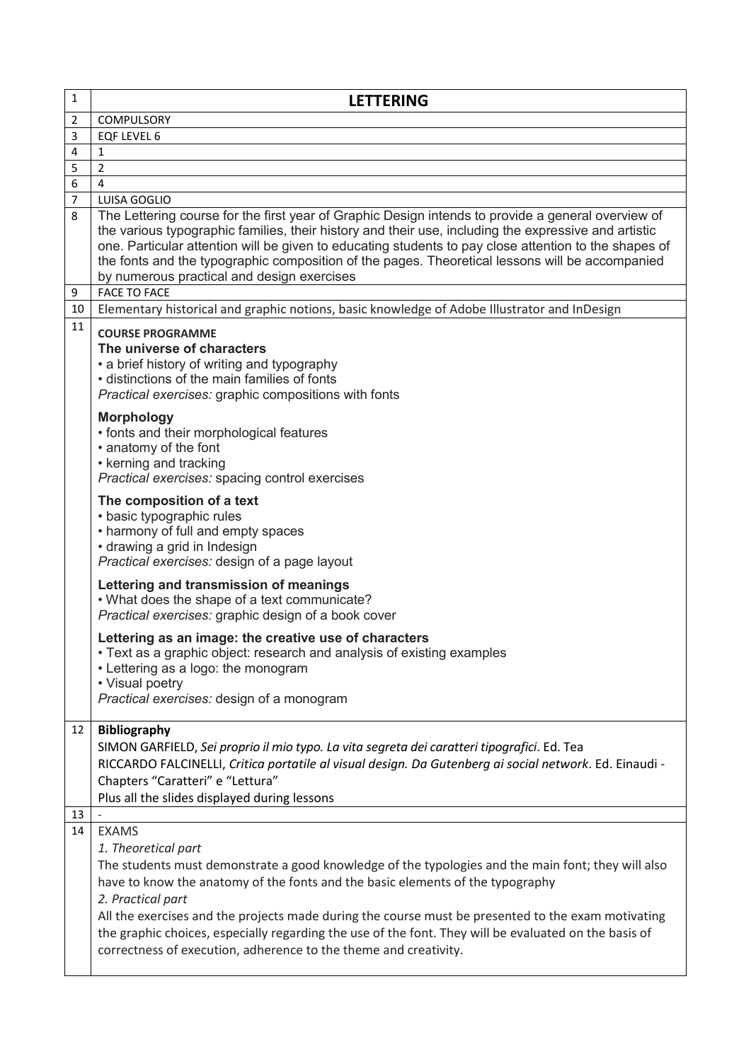| 1 | **LETTERING** |
|---|---|
| 2 | COMPULSORY |
| 3 | EQF LEVEL 6 |
| 4 | 1 |
| 5 | 2 |
| 6 | 4 |
| 7 | LUISA GOGLIO |
| 8 | The Lettering course for the first year of Graphic Design intends to provide a general overview of the various typographic families, their history and their use, including the expressive and artistic one. Particular attention will be given to educating students to pay close attention to the shapes of the fonts and the typographic composition of the pages. Theoretical lessons will be accompanied by numerous practical and design exercises |
| 9 | FACE TO FACE |
| 10 | Elementary historical and graphic notions, basic knowledge of Adobe Illustrator and InDesign |
| 11 | **COURSE PROGRAMME**<br>**The universe of characters**<br>• a brief history of writing and typography<br>• distinctions of the main families of fonts<br>*Practical exercises:* graphic compositions with fonts<br><br>**Morphology**<br>• fonts and their morphological features<br>• anatomy of the font<br>• kerning and tracking<br>*Practical exercises:* spacing control exercises<br><br>**The composition of a text**<br>• basic typographic rules<br>• harmony of full and empty spaces<br>• drawing a grid in Indesign<br>*Practical exercises:* design of a page layout<br><br>**Lettering and transmission of meanings**<br>• What does the shape of a text communicate?<br>*Practical exercises:* graphic design of a book cover<br><br>**Lettering as an image: the creative use of characters**<br>• Text as a graphic object: research and analysis of existing examples<br>• Lettering as a logo: the monogram<br>• Visual poetry<br>*Practical exercises:* design of a monogram |
| 12 | **Bibliography**<br>SIMON GARFIELD, *Sei proprio il mio typo. La vita segreta dei caratteri tipografici*. Ed. Tea<br>RICCARDO FALCINELLI, *Critica portatile al visual design. Da Gutenberg ai social network*. Ed. Einaudi - Chapters "Caratteri" e "Lettura"<br>Plus all the slides displayed during lessons |
| 13 | - |
| 14 | EXAMS<br>*1. Theoretical part*<br>The students must demonstrate a good knowledge of the typologies and the main font; they will also have to know the anatomy of the fonts and the basic elements of the typography<br>*2. Practical part*<br>All the exercises and the projects made during the course must be presented to the exam motivating the graphic choices, especially regarding the use of the font. They will be evaluated on the basis of correctness of execution, adherence to the theme and creativity. |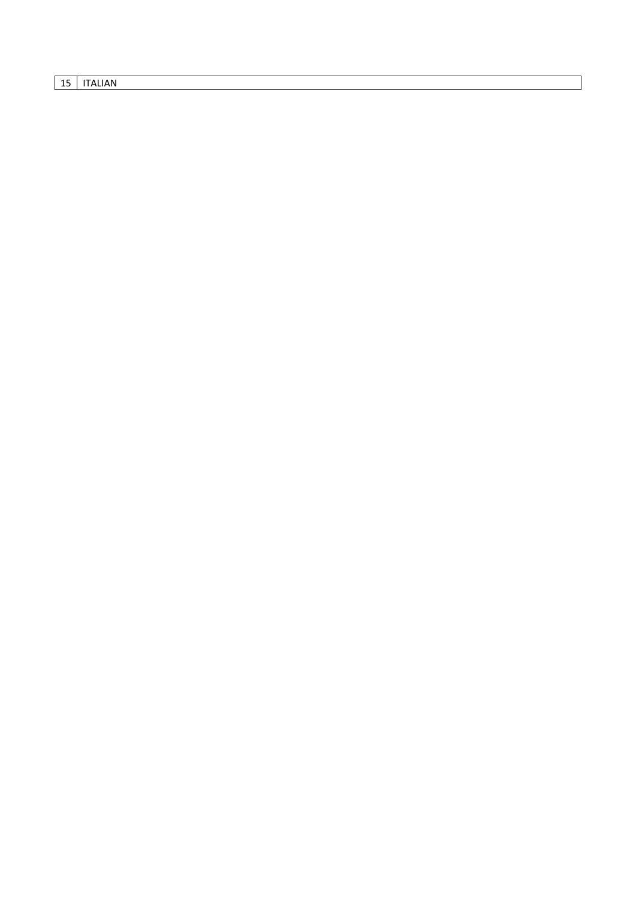| | |
|---|---|
| 15 | ITALIAN |